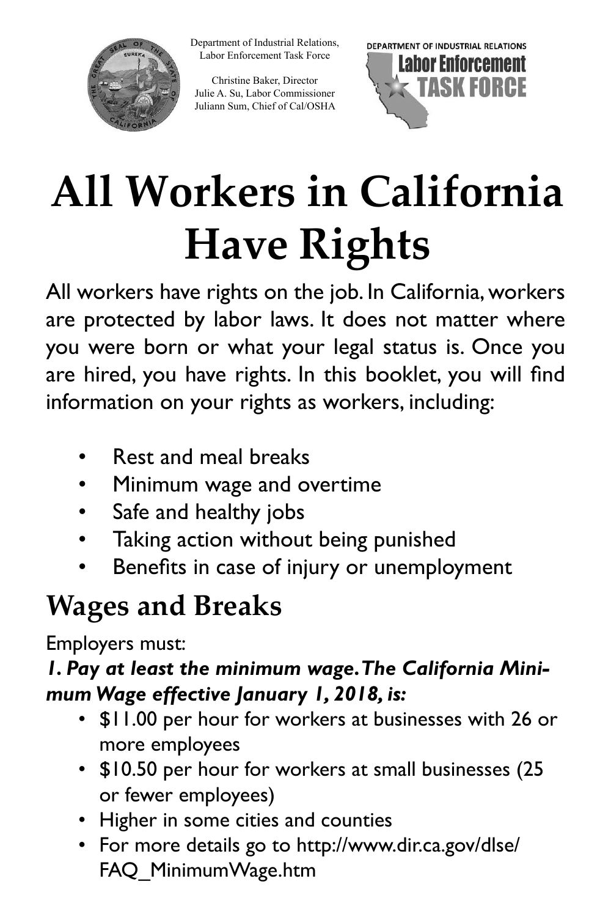Department of Industrial Relations,
Labor Enforcement Task Force

Christine Baker, Director
Julie A. Su, Labor Commissioner
Juliann Sum, Chief of Cal/OSHA

DEPARTMENT OF INDUSTRIAL RELATIONS
Labor Enforcement TASK FORCE

# All Workers in California Have Rights

All workers have rights on the job. In California, workers are protected by labor laws. It does not matter where you were born or what your legal status is. Once you are hired, you have rights. In this booklet, you will find information on your rights as workers, including:

- Rest and meal breaks
- Minimum wage and overtime
- Safe and healthy jobs
- Taking action without being punished
- Benefits in case of injury or unemployment

## Wages and Breaks

Employers must:

***1. Pay at least the minimum wage. The California Minimum Wage effective January 1, 2018, is:***

- $11.00 per hour for workers at businesses with 26 or more employees
- $10.50 per hour for workers at small businesses (25 or fewer employees)
- Higher in some cities and counties
- For more details go to http://www.dir.ca.gov/dlse/FAQ_MinimumWage.htm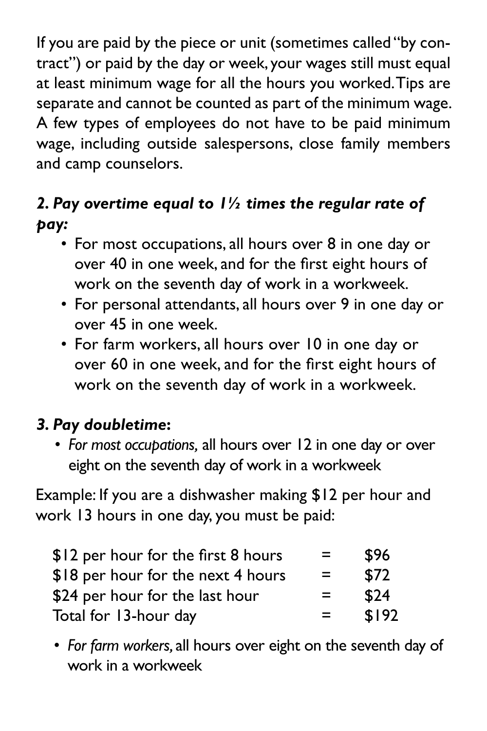If you are paid by the piece or unit (sometimes called "by contract") or paid by the day or week, your wages still must equal at least minimum wage for all the hours you worked. Tips are separate and cannot be counted as part of the minimum wage. A few types of employees do not have to be paid minimum wage, including outside salespersons, close family members and camp counselors.

### *2. Pay overtime equal to 1½ times the regular rate of pay:*

- For most occupations, all hours over 8 in one day or over 40 in one week, and for the first eight hours of work on the seventh day of work in a workweek.
- For personal attendants, all hours over 9 in one day or over 45 in one week.
- For farm workers, all hours over 10 in one day or over 60 in one week, and for the first eight hours of work on the seventh day of work in a workweek.

### *3. Pay doubletime:*

- *For most occupations,* all hours over 12 in one day or over eight on the seventh day of work in a workweek

Example: If you are a dishwasher making $12 per hour and work 13 hours in one day, you must be paid:

| | | |
|---|---|---|
| $12 per hour for the first 8 hours | = | $96 |
| $18 per hour for the next 4 hours | = | $72 |
| $24 per hour for the last hour | = | $24 |
| Total for 13-hour day | = | $192 |

- *For farm workers,* all hours over eight on the seventh day of work in a workweek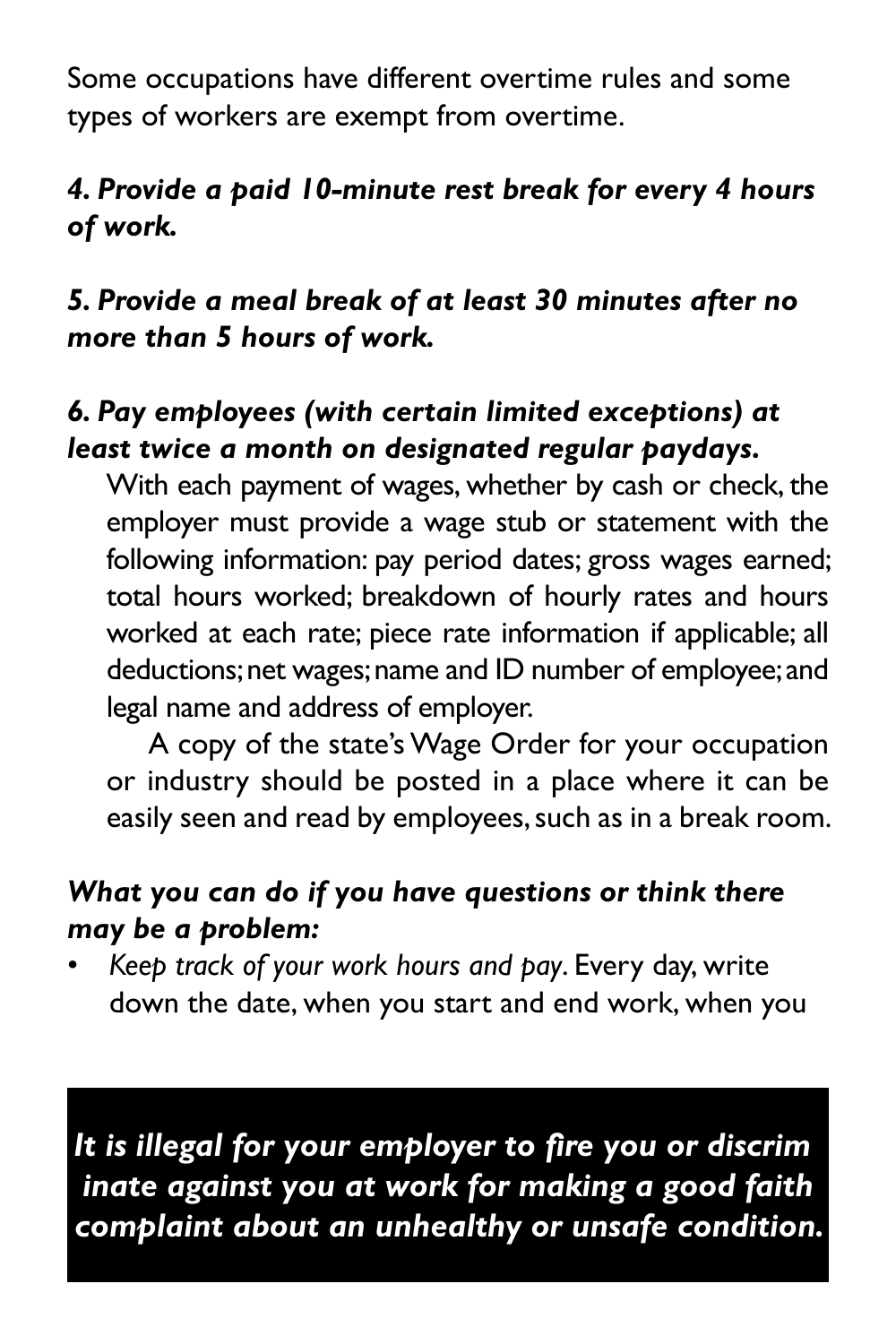Some occupations have different overtime rules and some types of workers are exempt from overtime.

***4. Provide a paid 10-minute rest break for every 4 hours of work.***

***5. Provide a meal break of at least 30 minutes after no more than 5 hours of work.***

***6. Pay employees (with certain limited exceptions) at least twice a month on designated regular paydays.***

With each payment of wages, whether by cash or check, the employer must provide a wage stub or statement with the following information: pay period dates; gross wages earned; total hours worked; breakdown of hourly rates and hours worked at each rate; piece rate information if applicable; all deductions; net wages; name and ID number of employee; and legal name and address of employer.

A copy of the state's Wage Order for your occupation or industry should be posted in a place where it can be easily seen and read by employees, such as in a break room.

***What you can do if you have questions or think there may be a problem:***

- *Keep track of your work hours and pay*. Every day, write down the date, when you start and end work, when you

***It is illegal for your employer to fire you or discriminate against you at work for making a good faith complaint about an unhealthy or unsafe condition.***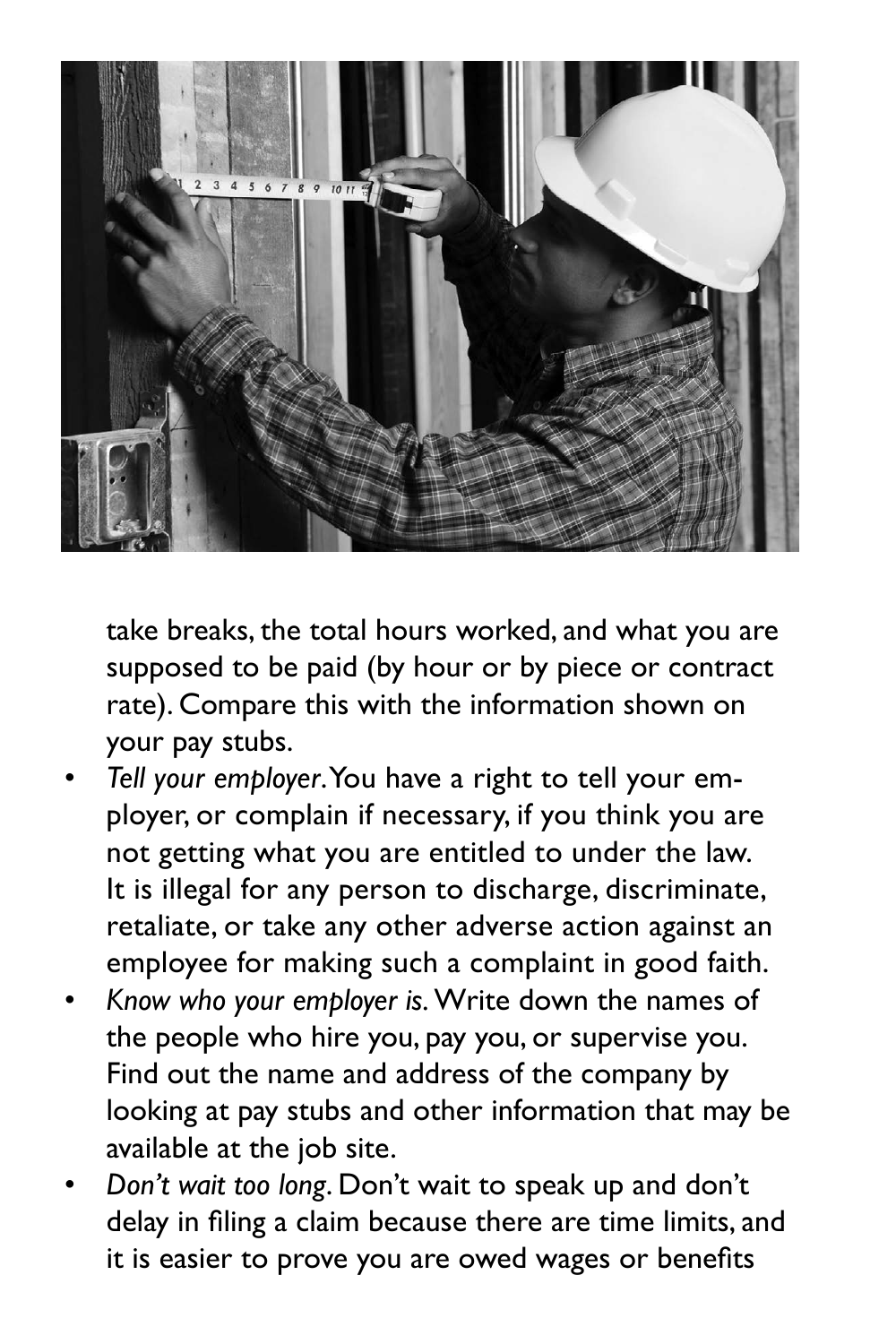take breaks, the total hours worked, and what you are supposed to be paid (by hour or by piece or contract rate). Compare this with the information shown on your pay stubs.

- *Tell your employer*. You have a right to tell your employer, or complain if necessary, if you think you are not getting what you are entitled to under the law. It is illegal for any person to discharge, discriminate, retaliate, or take any other adverse action against an employee for making such a complaint in good faith.
- *Know who your employer is.* Write down the names of the people who hire you, pay you, or supervise you. Find out the name and address of the company by looking at pay stubs and other information that may be available at the job site.
- *Don't wait too long*. Don't wait to speak up and don't delay in filing a claim because there are time limits, and it is easier to prove you are owed wages or benefits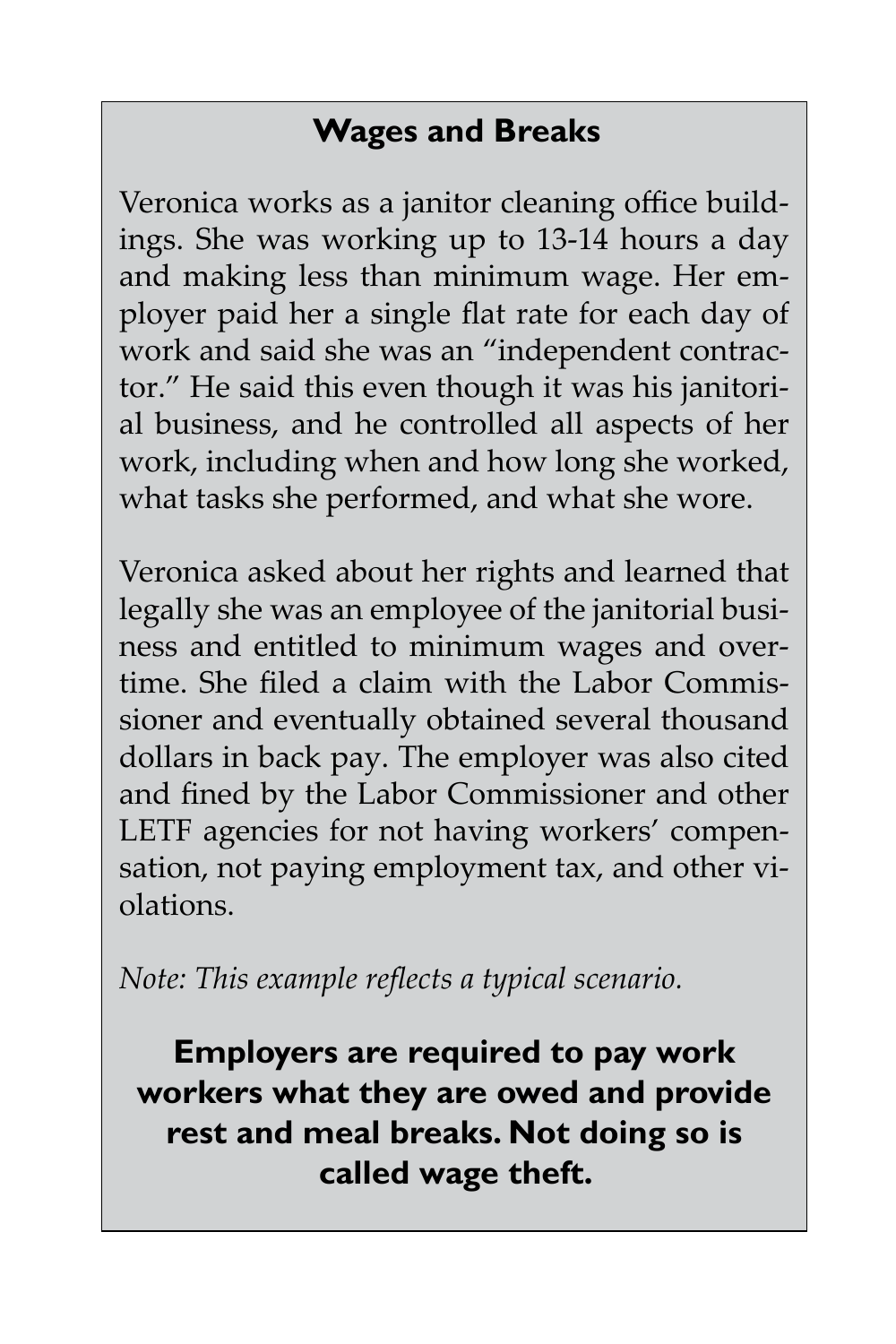## Wages and Breaks

Veronica works as a janitor cleaning office buildings. She was working up to 13-14 hours a day and making less than minimum wage. Her employer paid her a single flat rate for each day of work and said she was an "independent contractor." He said this even though it was his janitorial business, and he controlled all aspects of her work, including when and how long she worked, what tasks she performed, and what she wore.

Veronica asked about her rights and learned that legally she was an employee of the janitorial business and entitled to minimum wages and overtime. She filed a claim with the Labor Commissioner and eventually obtained several thousand dollars in back pay. The employer was also cited and fined by the Labor Commissioner and other LETF agencies for not having workers' compensation, not paying employment tax, and other violations.

*Note: This example reflects a typical scenario.*

**Employers are required to pay work workers what they are owed and provide rest and meal breaks. Not doing so is called wage theft.**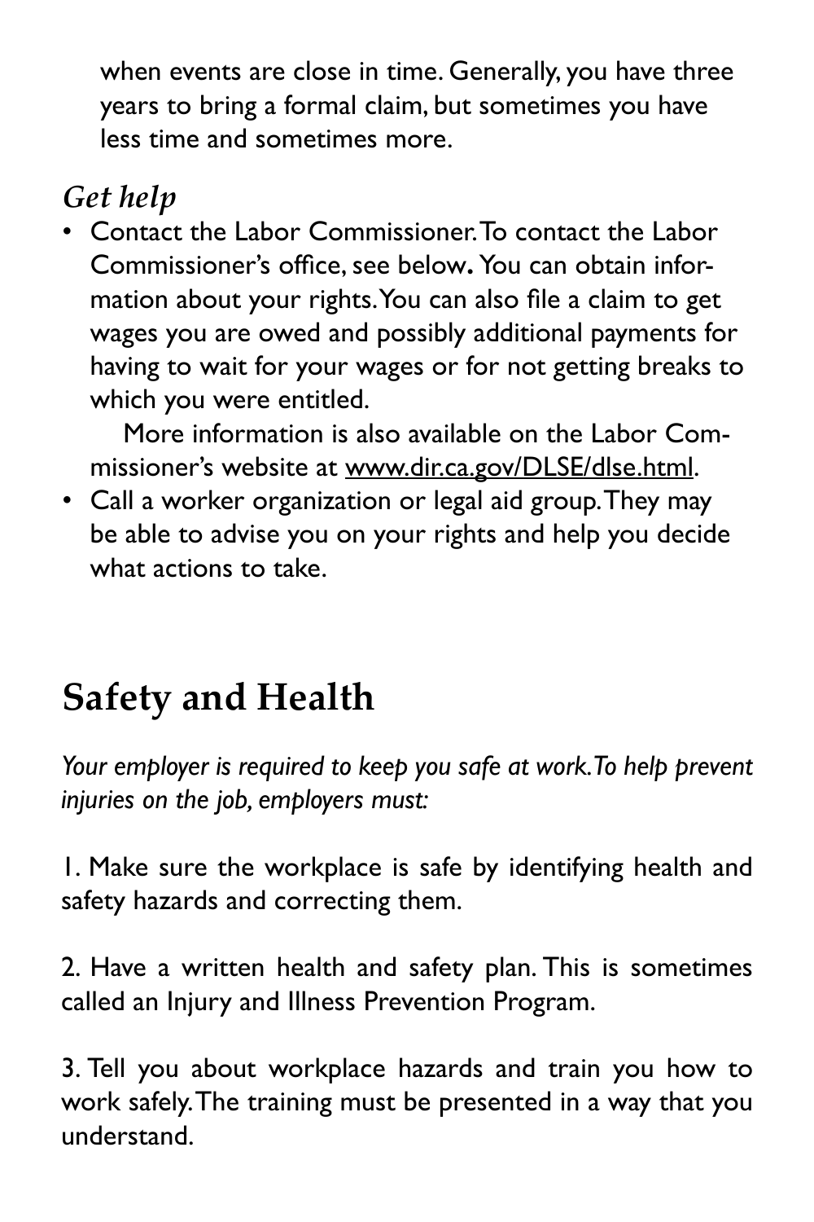when events are close in time. Generally, you have three years to bring a formal claim, but sometimes you have less time and sometimes more.

### *Get help*

- Contact the Labor Commissioner. To contact the Labor Commissioner's office, see below**.** You can obtain information about your rights. You can also file a claim to get wages you are owed and possibly additional payments for having to wait for your wages or for not getting breaks to which you were entitled.

  More information is also available on the Labor Commissioner's website at www.dir.ca.gov/DLSE/dlse.html.
- Call a worker organization or legal aid group. They may be able to advise you on your rights and help you decide what actions to take.

## Safety and Health

*Your employer is required to keep you safe at work. To help prevent injuries on the job, employers must:*

1. Make sure the workplace is safe by identifying health and safety hazards and correcting them.

2. Have a written health and safety plan. This is sometimes called an Injury and Illness Prevention Program.

3. Tell you about workplace hazards and train you how to work safely. The training must be presented in a way that you understand.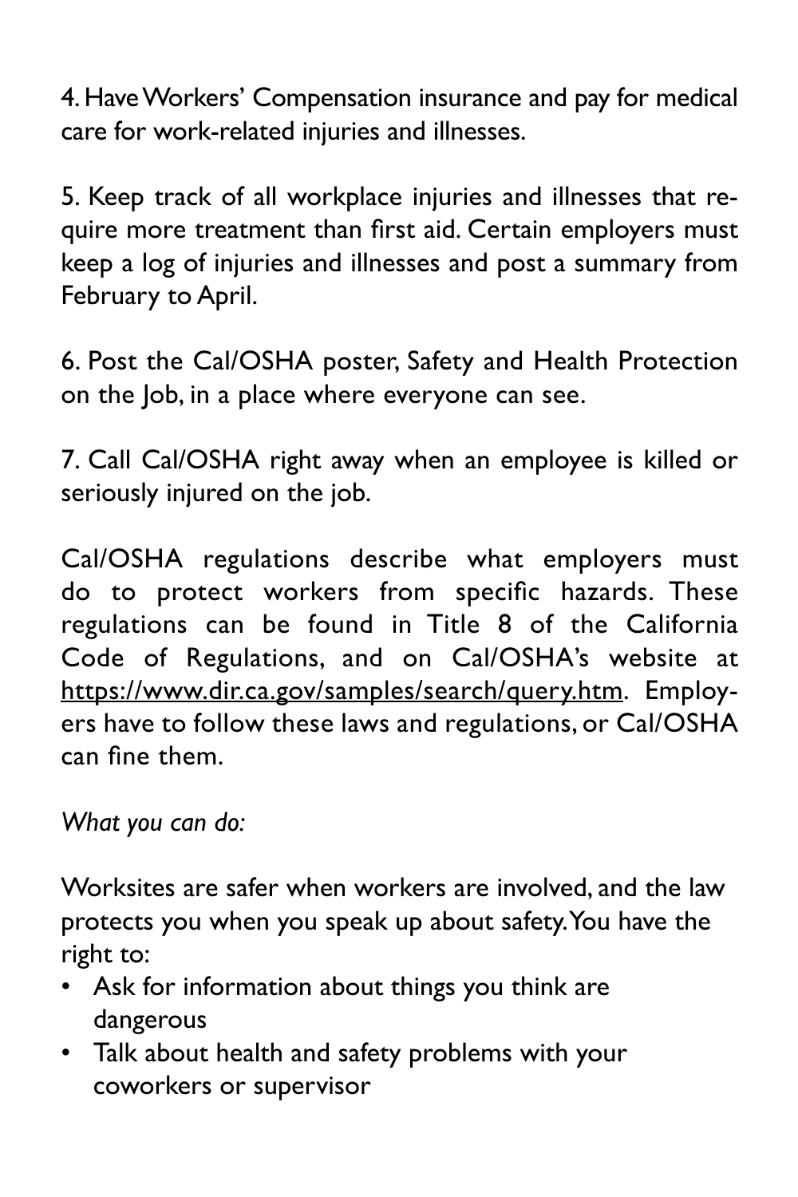4. Have Workers' Compensation insurance and pay for medical care for work-related injuries and illnesses.

5. Keep track of all workplace injuries and illnesses that require more treatment than first aid. Certain employers must keep a log of injuries and illnesses and post a summary from February to April.

6. Post the Cal/OSHA poster, Safety and Health Protection on the Job, in a place where everyone can see.

7. Call Cal/OSHA right away when an employee is killed or seriously injured on the job.

Cal/OSHA regulations describe what employers must do to protect workers from specific hazards. These regulations can be found in Title 8 of the California Code of Regulations, and on Cal/OSHA's website at https://www.dir.ca.gov/samples/search/query.htm. Employers have to follow these laws and regulations, or Cal/OSHA can fine them.

*What you can do:*

Worksites are safer when workers are involved, and the law protects you when you speak up about safety. You have the right to:

- Ask for information about things you think are dangerous
- Talk about health and safety problems with your coworkers or supervisor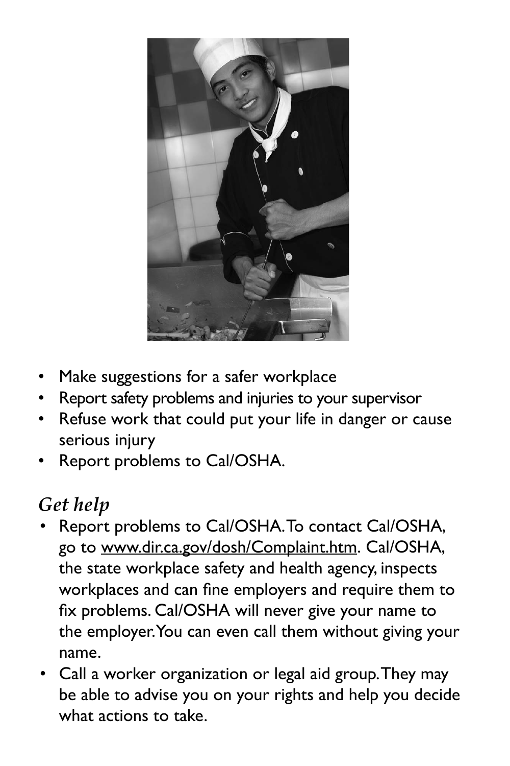- Make suggestions for a safer workplace
- Report safety problems and injuries to your supervisor
- Refuse work that could put your life in danger or cause serious injury
- Report problems to Cal/OSHA.

### *Get help*

- Report problems to Cal/OSHA. To contact Cal/OSHA, go to www.dir.ca.gov/dosh/Complaint.htm. Cal/OSHA, the state workplace safety and health agency, inspects workplaces and can fine employers and require them to fix problems. Cal/OSHA will never give your name to the employer. You can even call them without giving your name.
- Call a worker organization or legal aid group. They may be able to advise you on your rights and help you decide what actions to take.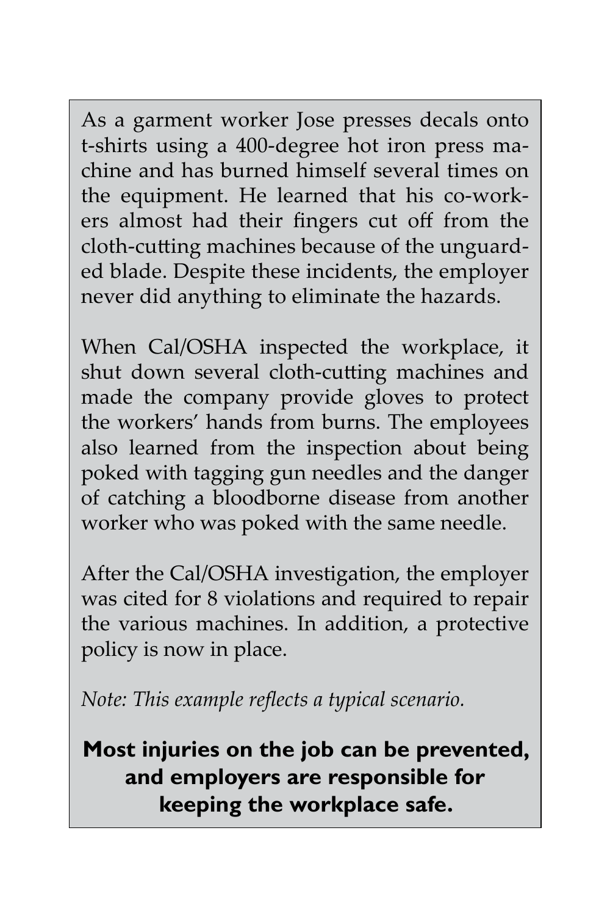As a garment worker Jose presses decals onto t-shirts using a 400-degree hot iron press machine and has burned himself several times on the equipment. He learned that his co-workers almost had their fingers cut off from the cloth-cutting machines because of the unguarded blade. Despite these incidents, the employer never did anything to eliminate the hazards.

When Cal/OSHA inspected the workplace, it shut down several cloth-cutting machines and made the company provide gloves to protect the workers' hands from burns. The employees also learned from the inspection about being poked with tagging gun needles and the danger of catching a bloodborne disease from another worker who was poked with the same needle.

After the Cal/OSHA investigation, the employer was cited for 8 violations and required to repair the various machines. In addition, a protective policy is now in place.

*Note: This example reflects a typical scenario.*

**Most injuries on the job can be prevented, and employers are responsible for keeping the workplace safe.**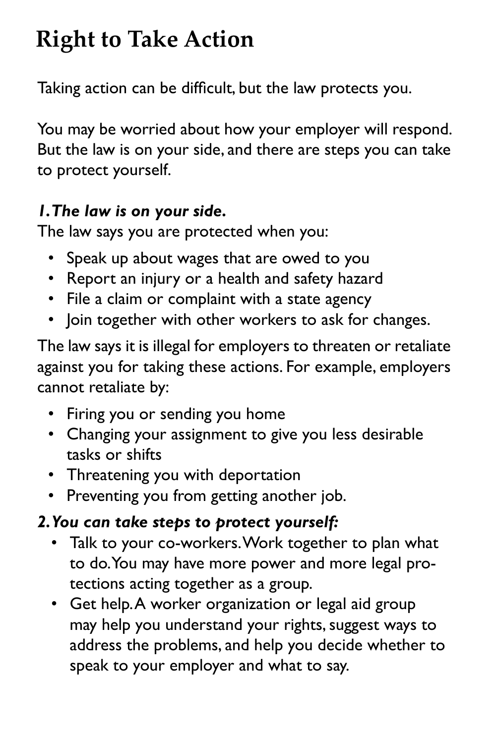# Right to Take Action

Taking action can be difficult, but the law protects you.

You may be worried about how your employer will respond. But the law is on your side, and there are steps you can take to protect yourself.

***1. The law is on your side.***

The law says you are protected when you:

- Speak up about wages that are owed to you
- Report an injury or a health and safety hazard
- File a claim or complaint with a state agency
- Join together with other workers to ask for changes.

The law says it is illegal for employers to threaten or retaliate against you for taking these actions. For example, employers cannot retaliate by:

- Firing you or sending you home
- Changing your assignment to give you less desirable tasks or shifts
- Threatening you with deportation
- Preventing you from getting another job.

***2. You can take steps to protect yourself:***

- Talk to your co-workers. Work together to plan what to do. You may have more power and more legal protections acting together as a group.
- Get help. A worker organization or legal aid group may help you understand your rights, suggest ways to address the problems, and help you decide whether to speak to your employer and what to say.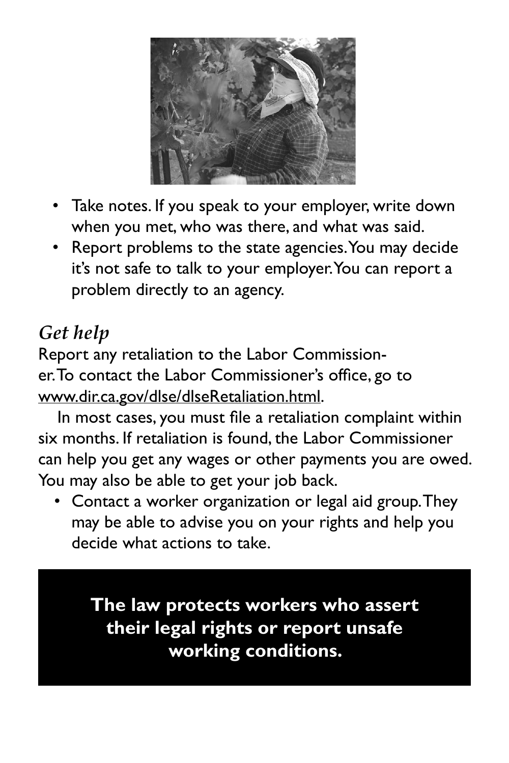- Take notes. If you speak to your employer, write down when you met, who was there, and what was said.
- Report problems to the state agencies. You may decide it's not safe to talk to your employer. You can report a problem directly to an agency.

## *Get help*

Report any retaliation to the Labor Commissioner. To contact the Labor Commissioner's office, go to www.dir.ca.gov/dlse/dlseRetaliation.html.

In most cases, you must file a retaliation complaint within six months. If retaliation is found, the Labor Commissioner can help you get any wages or other payments you are owed. You may also be able to get your job back.

- Contact a worker organization or legal aid group. They may be able to advise you on your rights and help you decide what actions to take.

**The law protects workers who assert their legal rights or report unsafe working conditions.**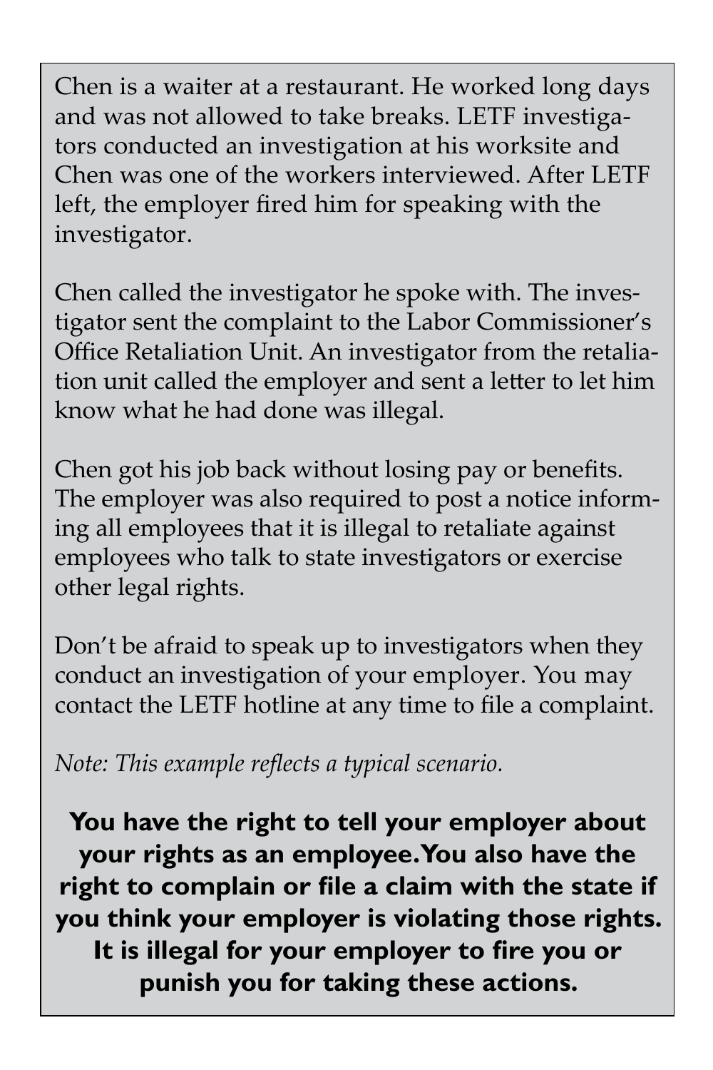Chen is a waiter at a restaurant. He worked long days and was not allowed to take breaks. LETF investigators conducted an investigation at his worksite and Chen was one of the workers interviewed. After LETF left, the employer fired him for speaking with the investigator.

Chen called the investigator he spoke with. The investigator sent the complaint to the Labor Commissioner's Office Retaliation Unit. An investigator from the retaliation unit called the employer and sent a letter to let him know what he had done was illegal.

Chen got his job back without losing pay or benefits. The employer was also required to post a notice informing all employees that it is illegal to retaliate against employees who talk to state investigators or exercise other legal rights.

Don't be afraid to speak up to investigators when they conduct an investigation of your employer. You may contact the LETF hotline at any time to file a complaint.

*Note: This example reflects a typical scenario.*

**You have the right to tell your employer about your rights as an employee. You also have the right to complain or file a claim with the state if you think your employer is violating those rights. It is illegal for your employer to fire you or punish you for taking these actions.**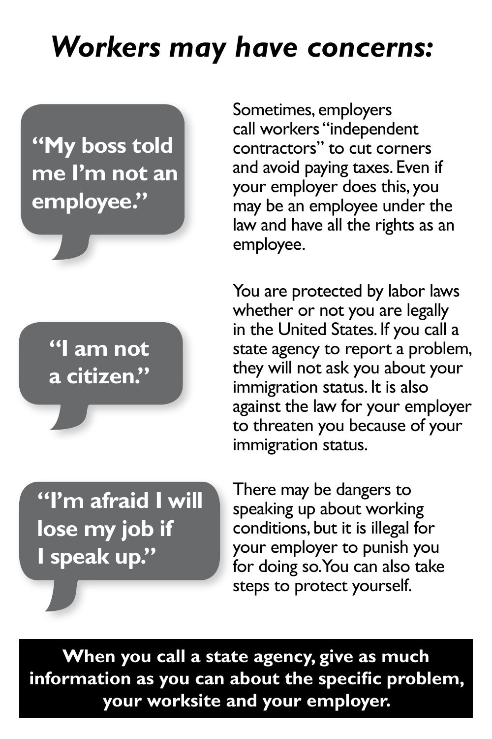# *Workers may have concerns:*

**"My boss told me I'm not an employee."**

Sometimes, employers call workers "independent contractors" to cut corners and avoid paying taxes. Even if your employer does this, you may be an employee under the law and have all the rights as an employee.

**"I am not a citizen."**

You are protected by labor laws whether or not you are legally in the United States. If you call a state agency to report a problem, they will not ask you about your immigration status. It is also against the law for your employer to threaten you because of your immigration status.

**"I'm afraid I will lose my job if I speak up."**

There may be dangers to speaking up about working conditions, but it is illegal for your employer to punish you for doing so. You can also take steps to protect yourself.

**When you call a state agency, give as much information as you can about the specific problem, your worksite and your employer.**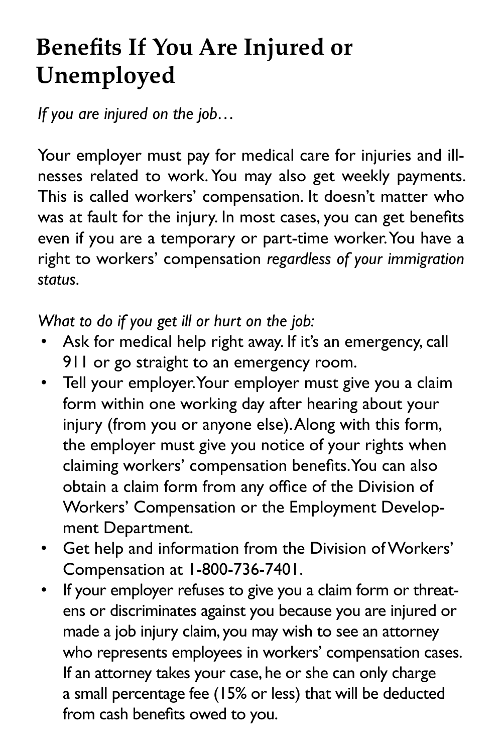# Benefits If You Are Injured or Unemployed

*If you are injured on the job…*

Your employer must pay for medical care for injuries and illnesses related to work. You may also get weekly payments. This is called workers' compensation. It doesn't matter who was at fault for the injury. In most cases, you can get benefits even if you are a temporary or part-time worker. You have a right to workers' compensation *regardless of your immigration status*.

*What to do if you get ill or hurt on the job:*

- Ask for medical help right away. If it's an emergency, call 911 or go straight to an emergency room.
- Tell your employer. Your employer must give you a claim form within one working day after hearing about your injury (from you or anyone else). Along with this form, the employer must give you notice of your rights when claiming workers' compensation benefits. You can also obtain a claim form from any office of the Division of Workers' Compensation or the Employment Development Department.
- Get help and information from the Division of Workers' Compensation at 1-800-736-7401.
- If your employer refuses to give you a claim form or threatens or discriminates against you because you are injured or made a job injury claim, you may wish to see an attorney who represents employees in workers' compensation cases. If an attorney takes your case, he or she can only charge a small percentage fee (15% or less) that will be deducted from cash benefits owed to you.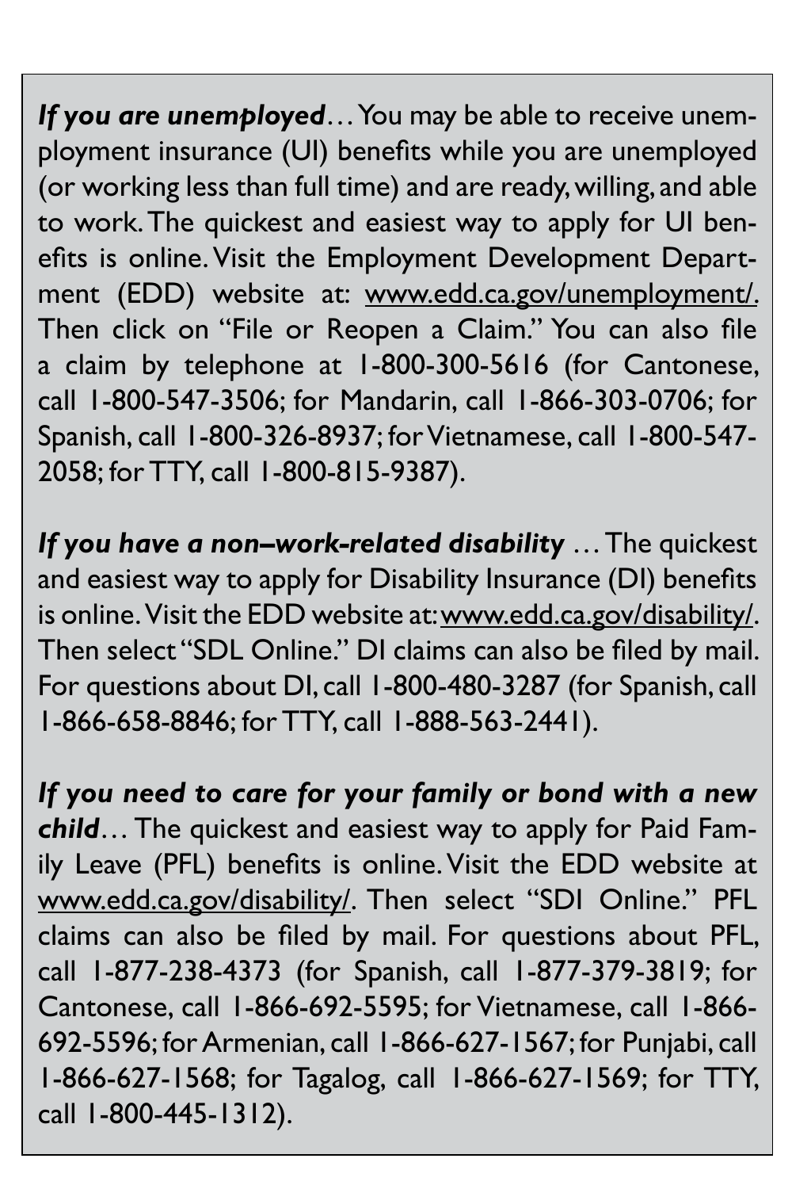***If you are unemployed***… You may be able to receive unemployment insurance (UI) benefits while you are unemployed (or working less than full time) and are ready, willing, and able to work. The quickest and easiest way to apply for UI benefits is online. Visit the Employment Development Department (EDD) website at: www.edd.ca.gov/unemployment/. Then click on "File or Reopen a Claim." You can also file a claim by telephone at 1-800-300-5616 (for Cantonese, call 1-800-547-3506; for Mandarin, call 1-866-303-0706; for Spanish, call 1-800-326-8937; for Vietnamese, call 1-800-547-2058; for TTY, call 1-800-815-9387).

***If you have a non–work-related disability*** … The quickest and easiest way to apply for Disability Insurance (DI) benefits is online. Visit the EDD website at: www.edd.ca.gov/disability/. Then select "SDL Online." DI claims can also be filed by mail. For questions about DI, call 1-800-480-3287 (for Spanish, call 1-866-658-8846; for TTY, call 1-888-563-2441).

***If you need to care for your family or bond with a new child***… The quickest and easiest way to apply for Paid Family Leave (PFL) benefits is online. Visit the EDD website at www.edd.ca.gov/disability/. Then select "SDI Online." PFL claims can also be filed by mail. For questions about PFL, call 1-877-238-4373 (for Spanish, call 1-877-379-3819; for Cantonese, call 1-866-692-5595; for Vietnamese, call 1-866-692-5596; for Armenian, call 1-866-627-1567; for Punjabi, call 1-866-627-1568; for Tagalog, call 1-866-627-1569; for TTY, call 1-800-445-1312).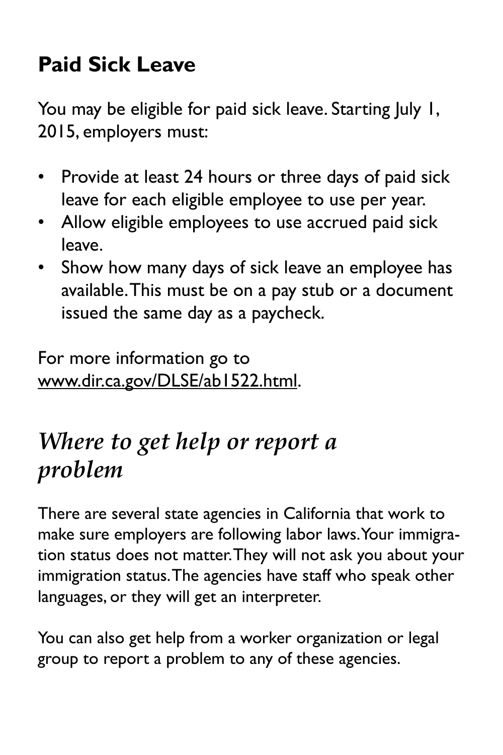## Paid Sick Leave

You may be eligible for paid sick leave. Starting July 1, 2015, employers must:

- Provide at least 24 hours or three days of paid sick leave for each eligible employee to use per year.
- Allow eligible employees to use accrued paid sick leave.
- Show how many days of sick leave an employee has available. This must be on a pay stub or a document issued the same day as a paycheck.

For more information go to www.dir.ca.gov/DLSE/ab1522.html.

## *Where to get help or report a problem*

There are several state agencies in California that work to make sure employers are following labor laws. Your immigration status does not matter. They will not ask you about your immigration status. The agencies have staff who speak other languages, or they will get an interpreter.

You can also get help from a worker organization or legal group to report a problem to any of these agencies.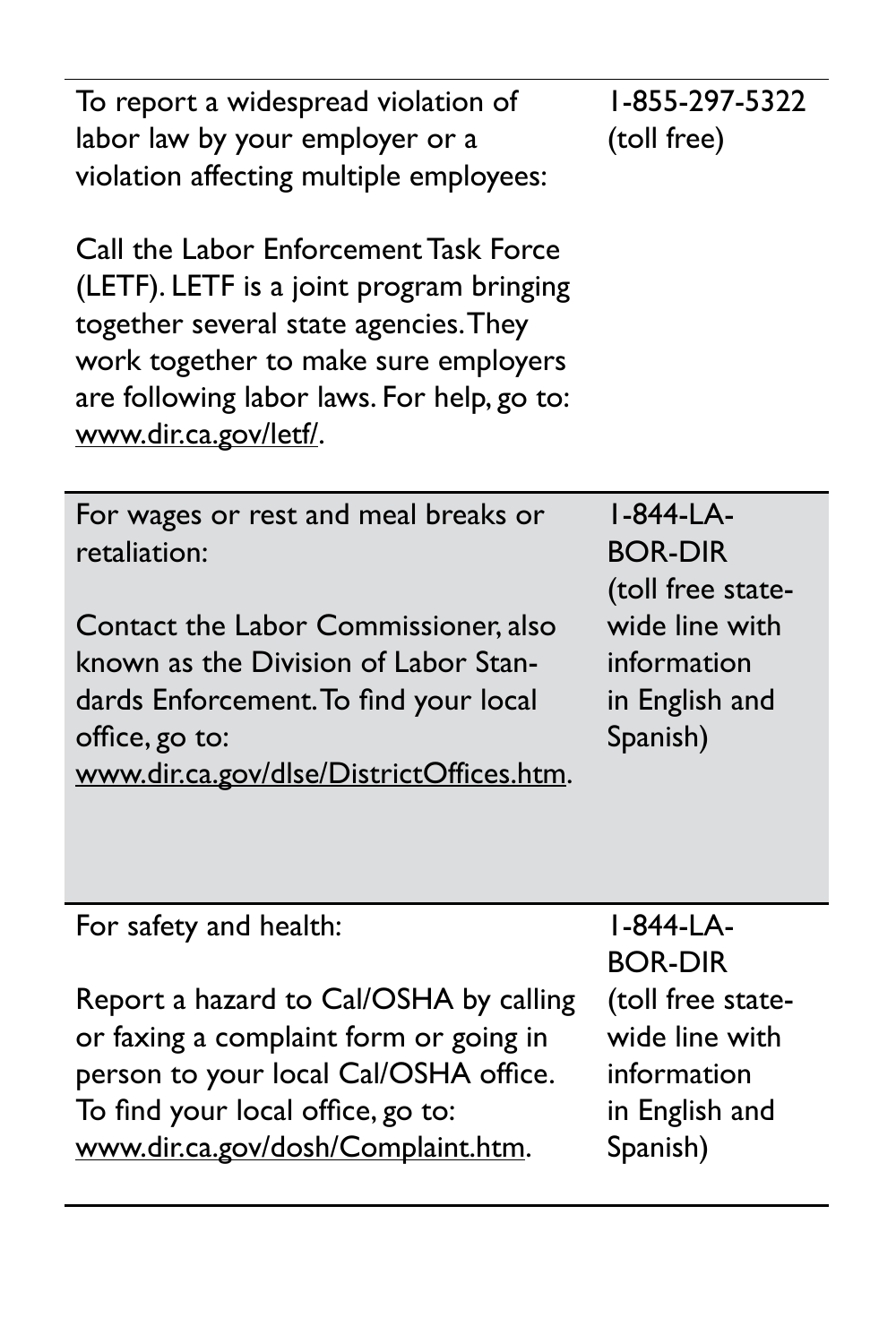| | |
|---|---|
| To report a widespread violation of labor law by your employer or a violation affecting multiple employees:<br><br>Call the Labor Enforcement Task Force (LETF). LETF is a joint program bringing together several state agencies. They work together to make sure employers are following labor laws. For help, go to: www.dir.ca.gov/letf/. | 1-855-297-5322 (toll free) |
| For wages or rest and meal breaks or retaliation:<br><br>Contact the Labor Commissioner, also known as the Division of Labor Standards Enforcement. To find your local office, go to: www.dir.ca.gov/dlse/DistrictOffices.htm. | 1-844-LA-BOR-DIR (toll free statewide line with information in English and Spanish) |
| For safety and health:<br><br>Report a hazard to Cal/OSHA by calling or faxing a complaint form or going in person to your local Cal/OSHA office. To find your local office, go to: www.dir.ca.gov/dosh/Complaint.htm. | 1-844-LA-BOR-DIR (toll free statewide line with information in English and Spanish) |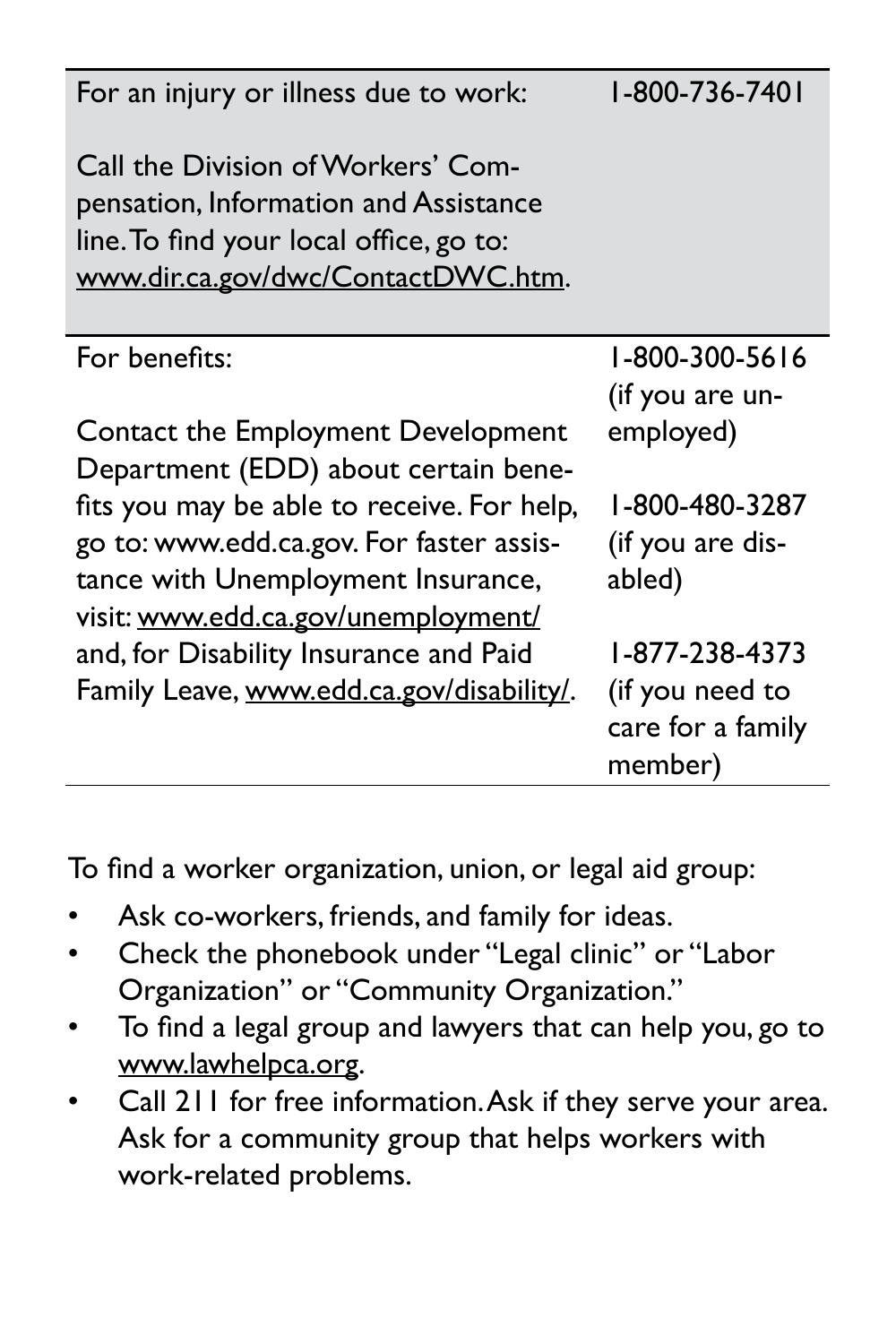| For an injury or illness due to work:<br><br>Call the Division of Workers' Compensation, Information and Assistance line. To find your local office, go to: www.dir.ca.gov/dwc/ContactDWC.htm. | 1-800-736-7401 |
|---|---|
| For benefits:<br><br>Contact the Employment Development Department (EDD) about certain benefits you may be able to receive. For help, go to: www.edd.ca.gov. For faster assistance with Unemployment Insurance, visit: www.edd.ca.gov/unemployment/ and, for Disability Insurance and Paid Family Leave, www.edd.ca.gov/disability/. | 1-800-300-5616 (if you are unemployed)<br><br>1-800-480-3287 (if you are disabled)<br><br>1-877-238-4373 (if you need to care for a family member) |

To find a worker organization, union, or legal aid group:

- Ask co-workers, friends, and family for ideas.
- Check the phonebook under "Legal clinic" or "Labor Organization" or "Community Organization."
- To find a legal group and lawyers that can help you, go to www.lawhelpca.org.
- Call 211 for free information. Ask if they serve your area. Ask for a community group that helps workers with work-related problems.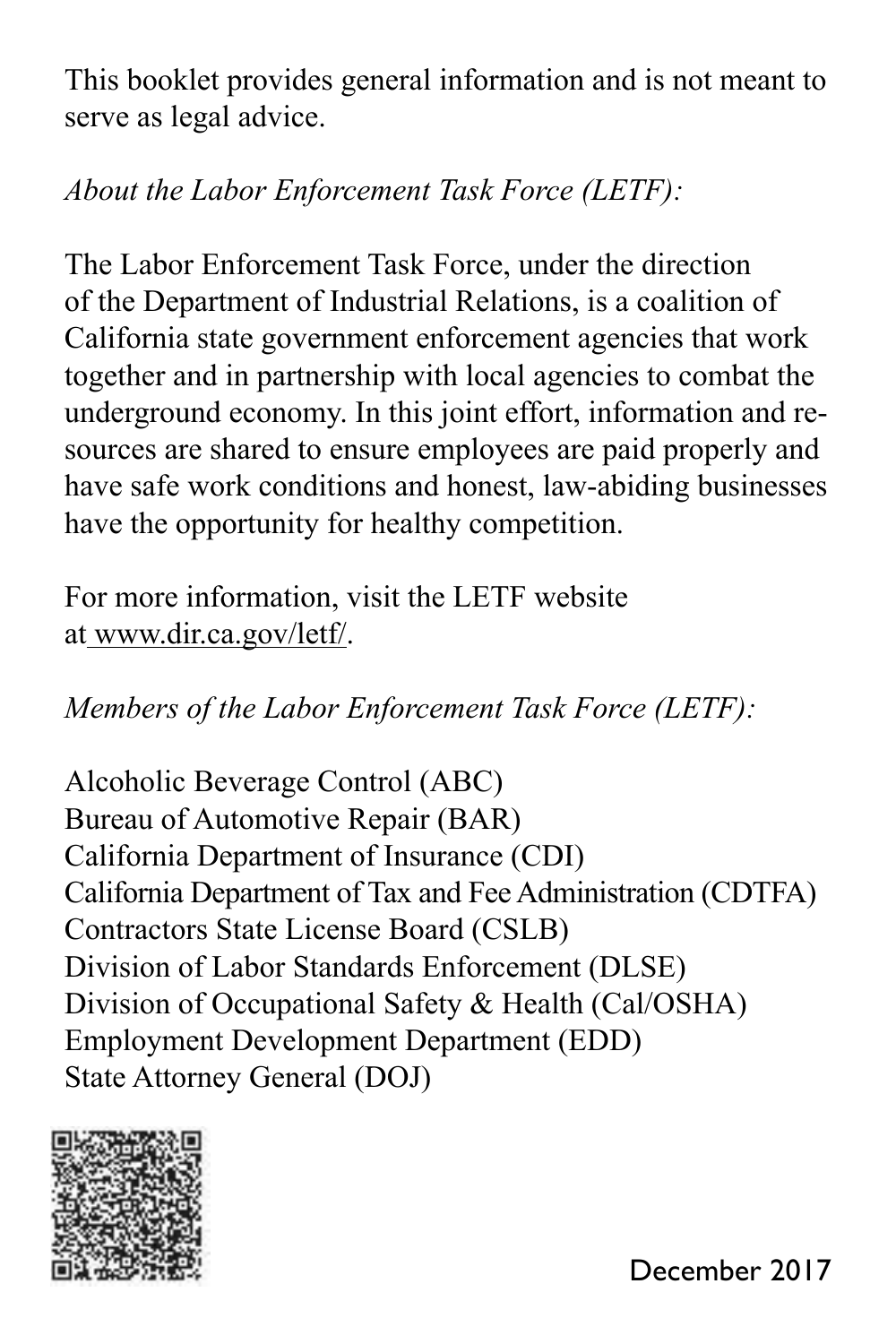This booklet provides general information and is not meant to serve as legal advice.

*About the Labor Enforcement Task Force (LETF):*

The Labor Enforcement Task Force, under the direction of the Department of Industrial Relations, is a coalition of California state government enforcement agencies that work together and in partnership with local agencies to combat the underground economy. In this joint effort, information and resources are shared to ensure employees are paid properly and have safe work conditions and honest, law-abiding businesses have the opportunity for healthy competition.

For more information, visit the LETF website at www.dir.ca.gov/letf/.

*Members of the Labor Enforcement Task Force (LETF):*

Alcoholic Beverage Control (ABC)
Bureau of Automotive Repair (BAR)
California Department of Insurance (CDI)
California Department of Tax and Fee Administration (CDTFA)
Contractors State License Board (CSLB)
Division of Labor Standards Enforcement (DLSE)
Division of Occupational Safety & Health (Cal/OSHA)
Employment Development Department (EDD)
State Attorney General (DOJ)

December 2017